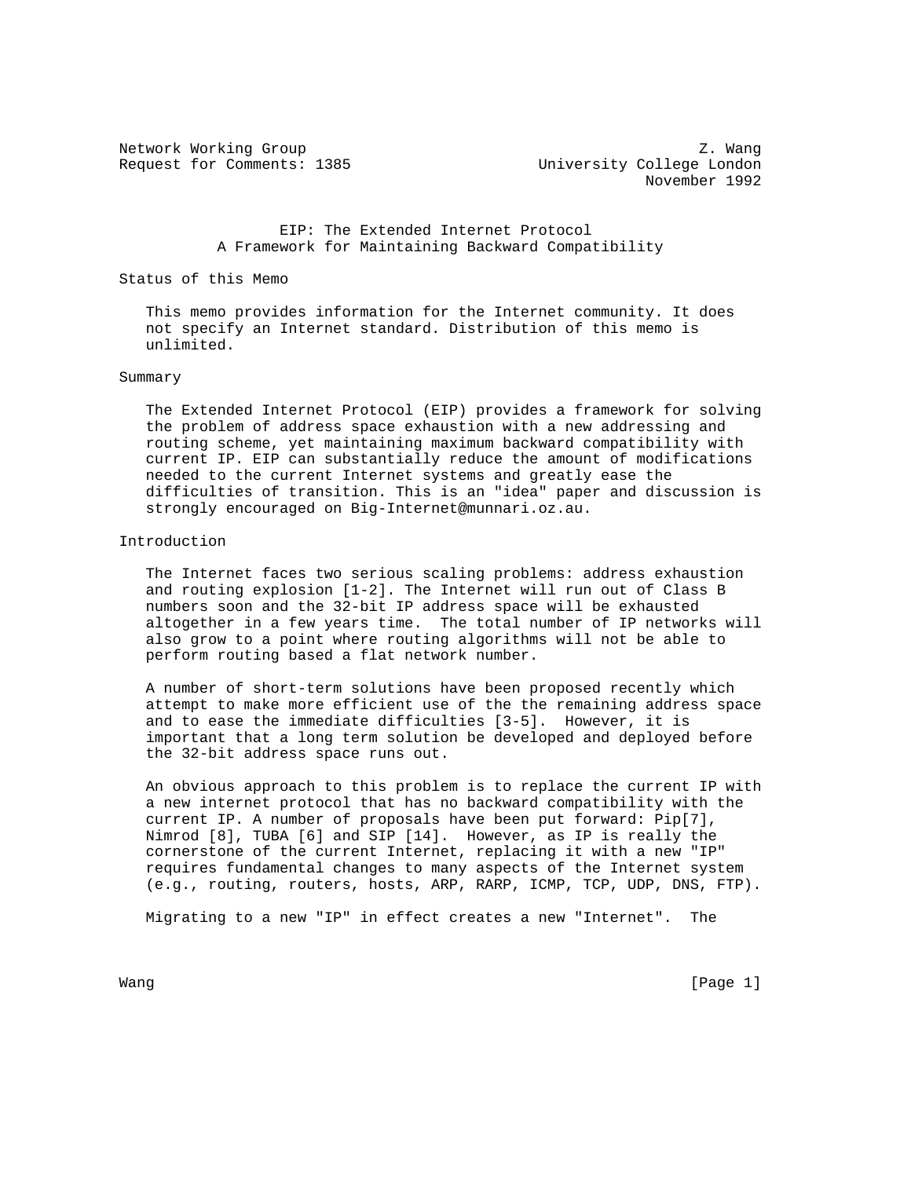Network Working Group Z. Wang
Request for Comments: 1385 University College London
November 1992

# EIP: The Extended Internet Protocol
## A Framework for Maintaining Backward Compatibility

## Status of this Memo

This memo provides information for the Internet community. It does not specify an Internet standard. Distribution of this memo is unlimited.

## Summary

The Extended Internet Protocol (EIP) provides a framework for solving the problem of address space exhaustion with a new addressing and routing scheme, yet maintaining maximum backward compatibility with current IP. EIP can substantially reduce the amount of modifications needed to the current Internet systems and greatly ease the difficulties of transition. This is an "idea" paper and discussion is strongly encouraged on Big-Internet@munnari.oz.au.

## Introduction

The Internet faces two serious scaling problems: address exhaustion and routing explosion [1-2]. The Internet will run out of Class B numbers soon and the 32-bit IP address space will be exhausted altogether in a few years time. The total number of IP networks will also grow to a point where routing algorithms will not be able to perform routing based a flat network number.

A number of short-term solutions have been proposed recently which attempt to make more efficient use of the the remaining address space and to ease the immediate difficulties [3-5]. However, it is important that a long term solution be developed and deployed before the 32-bit address space runs out.

An obvious approach to this problem is to replace the current IP with a new internet protocol that has no backward compatibility with the current IP. A number of proposals have been put forward: Pip[7], Nimrod [8], TUBA [6] and SIP [14]. However, as IP is really the cornerstone of the current Internet, replacing it with a new "IP" requires fundamental changes to many aspects of the Internet system (e.g., routing, routers, hosts, ARP, RARP, ICMP, TCP, UDP, DNS, FTP).

Migrating to a new "IP" in effect creates a new "Internet". The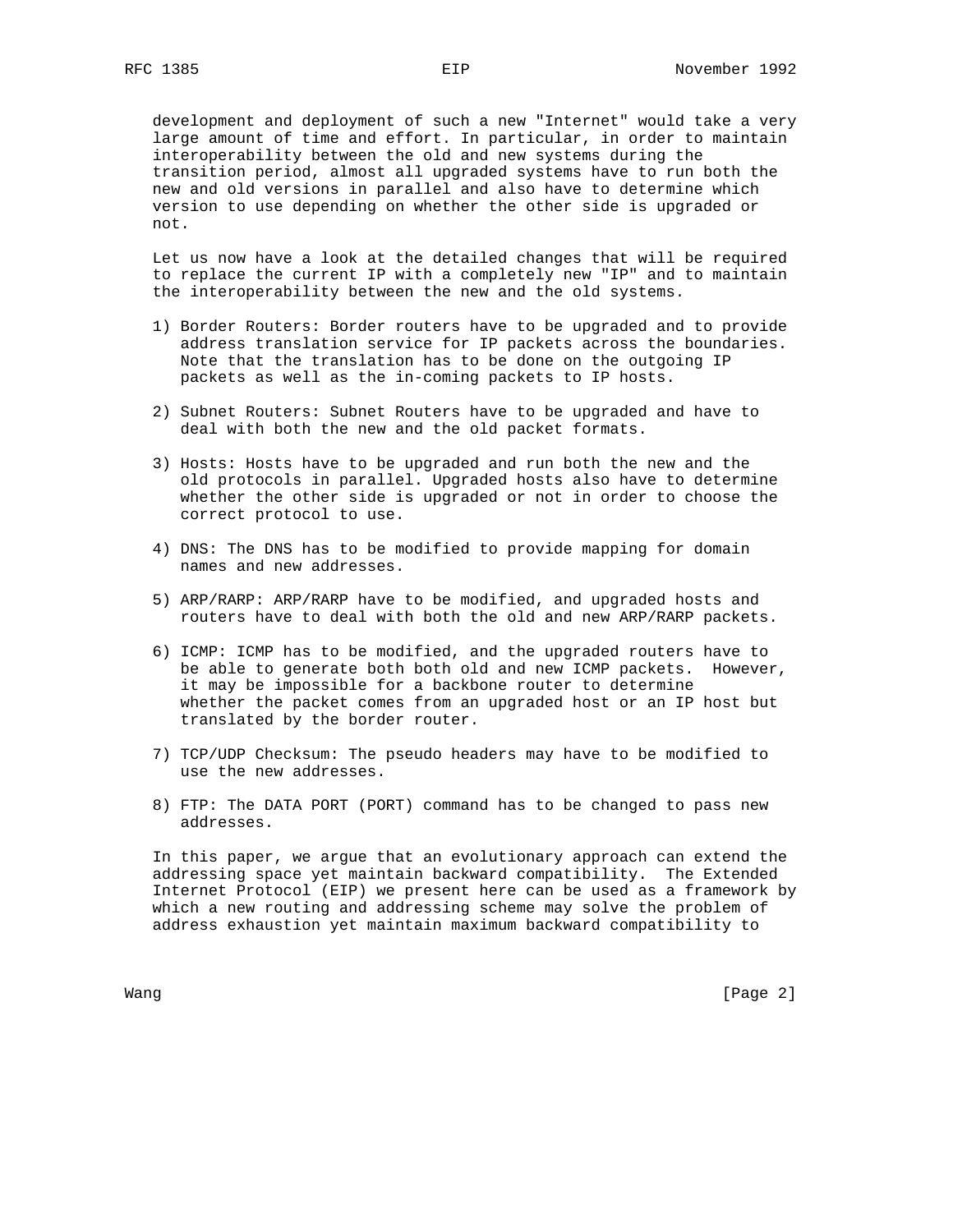development and deployment of such a new "Internet" would take a very large amount of time and effort. In particular, in order to maintain interoperability between the old and new systems during the transition period, almost all upgraded systems have to run both the new and old versions in parallel and also have to determine which version to use depending on whether the other side is upgraded or not.

Let us now have a look at the detailed changes that will be required to replace the current IP with a completely new "IP" and to maintain the interoperability between the new and the old systems.

1) Border Routers: Border routers have to be upgraded and to provide address translation service for IP packets across the boundaries. Note that the translation has to be done on the outgoing IP packets as well as the in-coming packets to IP hosts.

2) Subnet Routers: Subnet Routers have to be upgraded and have to deal with both the new and the old packet formats.

3) Hosts: Hosts have to be upgraded and run both the new and the old protocols in parallel. Upgraded hosts also have to determine whether the other side is upgraded or not in order to choose the correct protocol to use.

4) DNS: The DNS has to be modified to provide mapping for domain names and new addresses.

5) ARP/RARP: ARP/RARP have to be modified, and upgraded hosts and routers have to deal with both the old and new ARP/RARP packets.

6) ICMP: ICMP has to be modified, and the upgraded routers have to be able to generate both both old and new ICMP packets. However, it may be impossible for a backbone router to determine whether the packet comes from an upgraded host or an IP host but translated by the border router.

7) TCP/UDP Checksum: The pseudo headers may have to be modified to use the new addresses.

8) FTP: The DATA PORT (PORT) command has to be changed to pass new addresses.

In this paper, we argue that an evolutionary approach can extend the addressing space yet maintain backward compatibility. The Extended Internet Protocol (EIP) we present here can be used as a framework by which a new routing and addressing scheme may solve the problem of address exhaustion yet maintain maximum backward compatibility to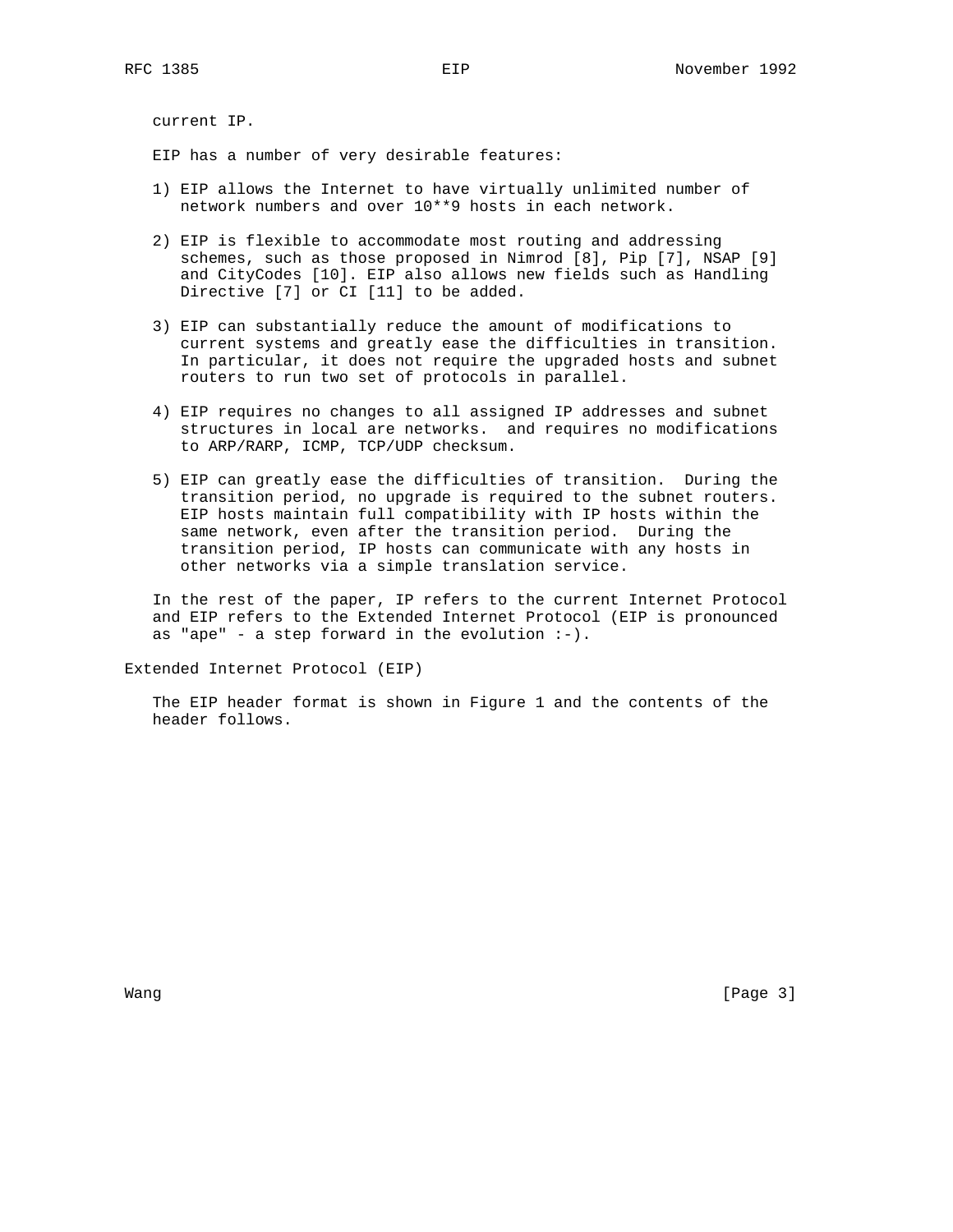current IP.

EIP has a number of very desirable features:

1) EIP allows the Internet to have virtually unlimited number of network numbers and over $10^{9}$ hosts in each network.

2) EIP is flexible to accommodate most routing and addressing schemes, such as those proposed in Nimrod [8], Pip [7], NSAP [9] and CityCodes [10]. EIP also allows new fields such as Handling Directive [7] or CI [11] to be added.

3) EIP can substantially reduce the amount of modifications to current systems and greatly ease the difficulties in transition. In particular, it does not require the upgraded hosts and subnet routers to run two set of protocols in parallel.

4) EIP requires no changes to all assigned IP addresses and subnet structures in local are networks. and requires no modifications to ARP/RARP, ICMP, TCP/UDP checksum.

5) EIP can greatly ease the difficulties of transition. During the transition period, no upgrade is required to the subnet routers. EIP hosts maintain full compatibility with IP hosts within the same network, even after the transition period. During the transition period, IP hosts can communicate with any hosts in other networks via a simple translation service.

In the rest of the paper, IP refers to the current Internet Protocol and EIP refers to the Extended Internet Protocol (EIP is pronounced as "ape" - a step forward in the evolution :-).

## Extended Internet Protocol (EIP)

The EIP header format is shown in Figure 1 and the contents of the header follows.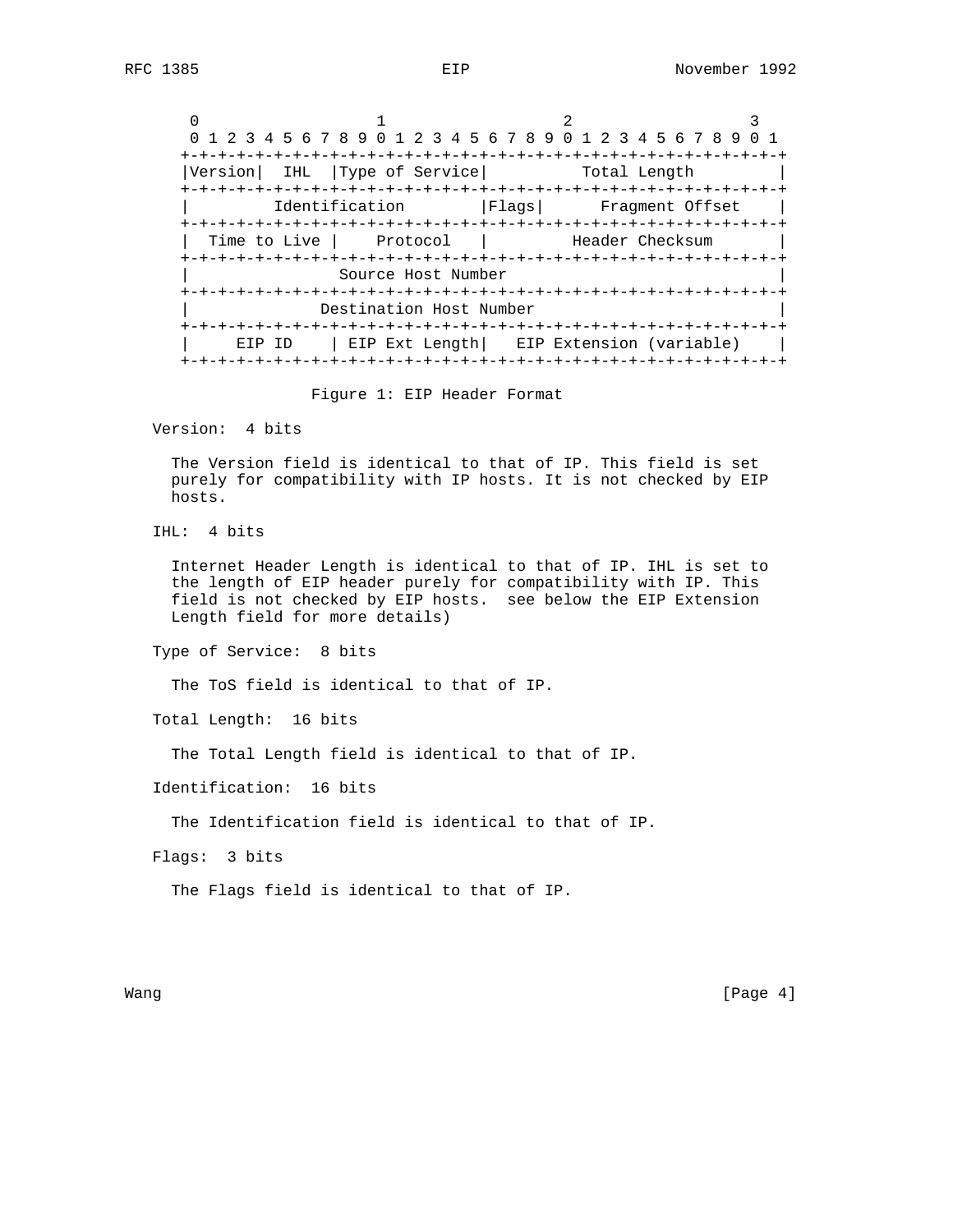```
    0                   1                   2                   3
    0 1 2 3 4 5 6 7 8 9 0 1 2 3 4 5 6 7 8 9 0 1 2 3 4 5 6 7 8 9 0 1
   +-+-+-+-+-+-+-+-+-+-+-+-+-+-+-+-+-+-+-+-+-+-+-+-+-+-+-+-+-+-+-+-+
   |Version|  IHL  |Type of Service|          Total Length         |
   +-+-+-+-+-+-+-+-+-+-+-+-+-+-+-+-+-+-+-+-+-+-+-+-+-+-+-+-+-+-+-+-+
   |         Identification        |Flags|      Fragment Offset    |
   +-+-+-+-+-+-+-+-+-+-+-+-+-+-+-+-+-+-+-+-+-+-+-+-+-+-+-+-+-+-+-+-+
   |  Time to Live |    Protocol   |         Header Checksum       |
   +-+-+-+-+-+-+-+-+-+-+-+-+-+-+-+-+-+-+-+-+-+-+-+-+-+-+-+-+-+-+-+-+
   |                   Source Host Number                          |
   +-+-+-+-+-+-+-+-+-+-+-+-+-+-+-+-+-+-+-+-+-+-+-+-+-+-+-+-+-+-+-+-+
   |                 Destination Host Number                       |
   +-+-+-+-+-+-+-+-+-+-+-+-+-+-+-+-+-+-+-+-+-+-+-+-+-+-+-+-+-+-+-+-+
   |     EIP ID    | EIP Ext Length|   EIP Extension (variable)    |
   +-+-+-+-+-+-+-+-+-+-+-+-+-+-+-+-+-+-+-+-+-+-+-+-+-+-+-+-+-+-+-+-+
```

Figure 1: EIP Header Format

Version:  4 bits

The Version field is identical to that of IP. This field is set purely for compatibility with IP hosts. It is not checked by EIP hosts.

IHL:  4 bits

Internet Header Length is identical to that of IP. IHL is set to the length of EIP header purely for compatibility with IP. This field is not checked by EIP hosts.  see below the EIP Extension Length field for more details)

Type of Service:  8 bits

The ToS field is identical to that of IP.

Total Length:  16 bits

The Total Length field is identical to that of IP.

Identification:  16 bits

The Identification field is identical to that of IP.

Flags:  3 bits

The Flags field is identical to that of IP.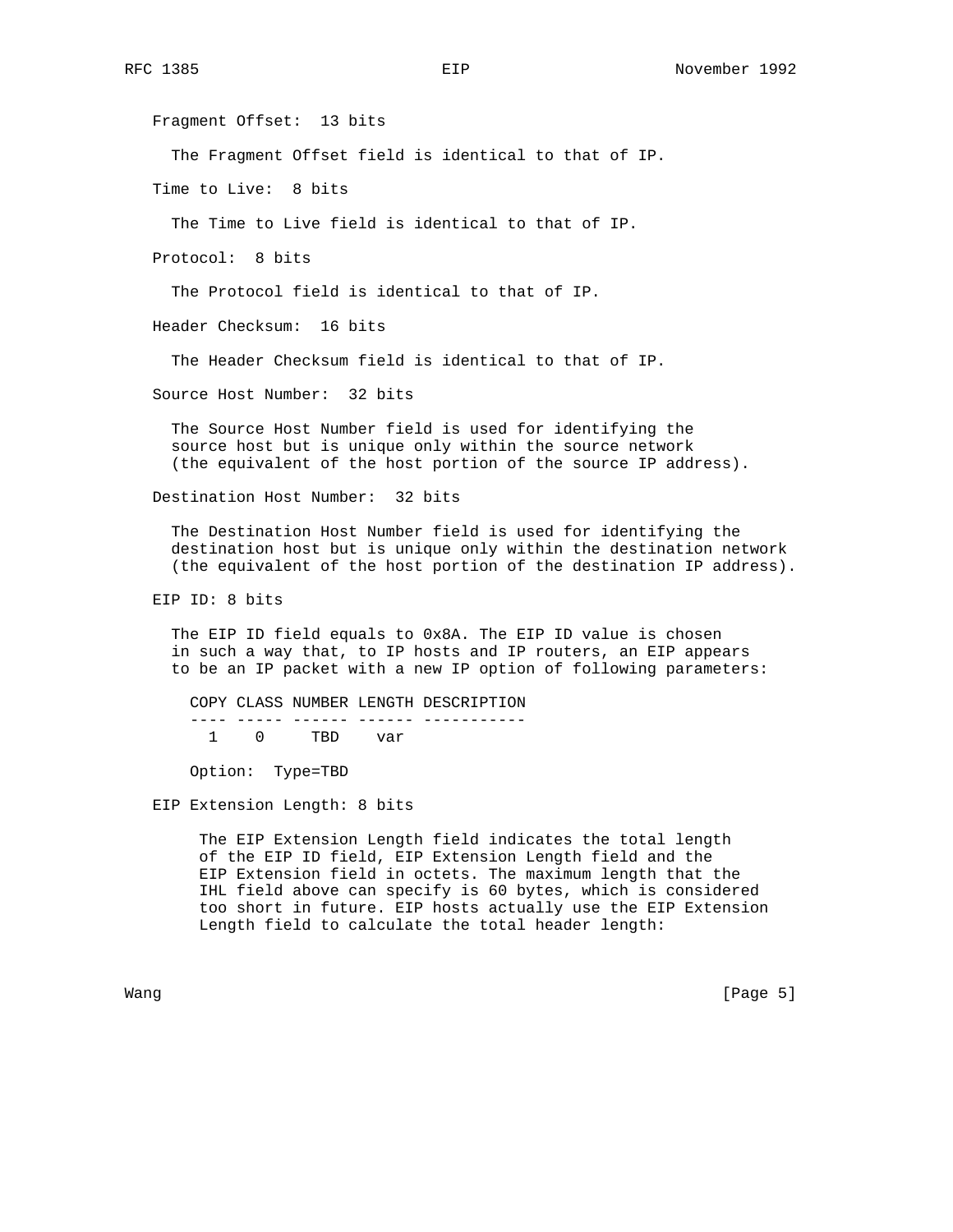Fragment Offset:  13 bits

The Fragment Offset field is identical to that of IP.

Time to Live:  8 bits

The Time to Live field is identical to that of IP.

Protocol:  8 bits

The Protocol field is identical to that of IP.

Header Checksum:  16 bits

The Header Checksum field is identical to that of IP.

Source Host Number:  32 bits

The Source Host Number field is used for identifying the source host but is unique only within the source network (the equivalent of the host portion of the source IP address).

Destination Host Number:  32 bits

The Destination Host Number field is used for identifying the destination host but is unique only within the destination network (the equivalent of the host portion of the destination IP address).

EIP ID: 8 bits

The EIP ID field equals to 0x8A. The EIP ID value is chosen in such a way that, to IP hosts and IP routers, an EIP appears to be an IP packet with a new IP option of following parameters:

```
COPY CLASS NUMBER LENGTH DESCRIPTION
---- ----- ------ ------ -----------
  1    0     TBD    var

Option:  Type=TBD
```

EIP Extension Length: 8 bits

The EIP Extension Length field indicates the total length of the EIP ID field, EIP Extension Length field and the EIP Extension field in octets. The maximum length that the IHL field above can specify is 60 bytes, which is considered too short in future. EIP hosts actually use the EIP Extension Length field to calculate the total header length: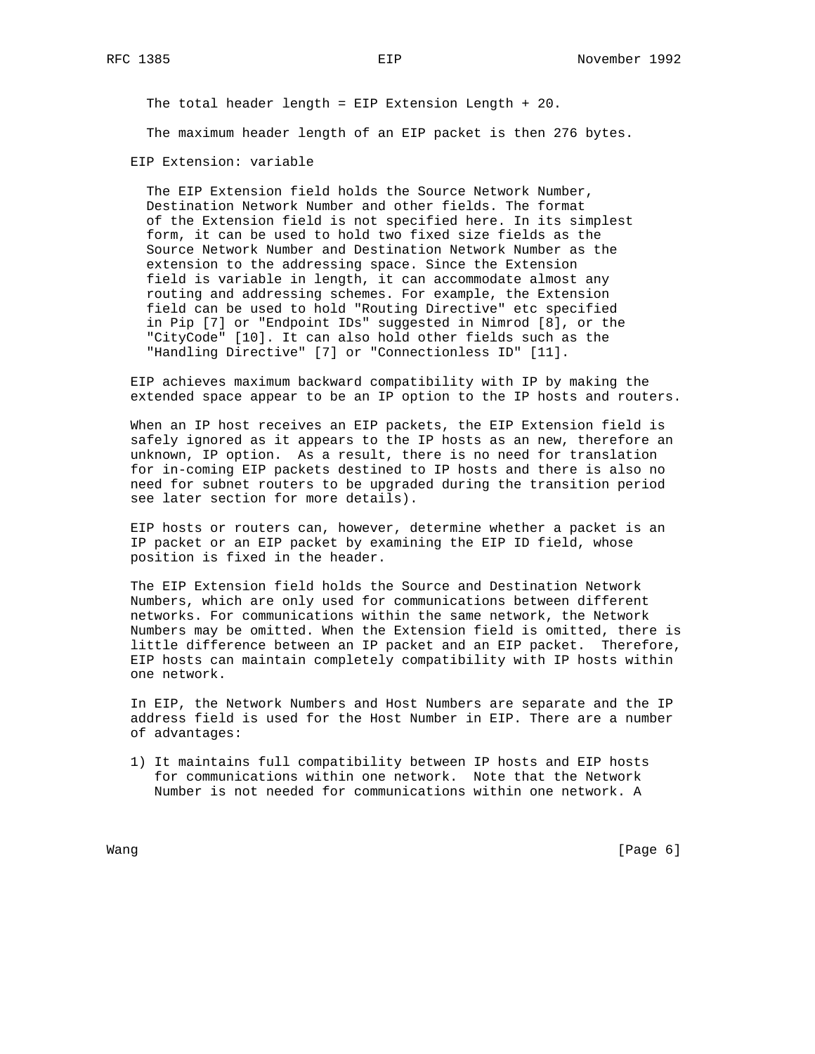The total header length = EIP Extension Length + 20.

The maximum header length of an EIP packet is then 276 bytes.

EIP Extension: variable

The EIP Extension field holds the Source Network Number, Destination Network Number and other fields. The format of the Extension field is not specified here. In its simplest form, it can be used to hold two fixed size fields as the Source Network Number and Destination Network Number as the extension to the addressing space. Since the Extension field is variable in length, it can accommodate almost any routing and addressing schemes. For example, the Extension field can be used to hold "Routing Directive" etc specified in Pip [7] or "Endpoint IDs" suggested in Nimrod [8], or the "CityCode" [10]. It can also hold other fields such as the "Handling Directive" [7] or "Connectionless ID" [11].

EIP achieves maximum backward compatibility with IP by making the extended space appear to be an IP option to the IP hosts and routers.

When an IP host receives an EIP packets, the EIP Extension field is safely ignored as it appears to the IP hosts as an new, therefore an unknown, IP option. As a result, there is no need for translation for in-coming EIP packets destined to IP hosts and there is also no need for subnet routers to be upgraded during the transition period see later section for more details).

EIP hosts or routers can, however, determine whether a packet is an IP packet or an EIP packet by examining the EIP ID field, whose position is fixed in the header.

The EIP Extension field holds the Source and Destination Network Numbers, which are only used for communications between different networks. For communications within the same network, the Network Numbers may be omitted. When the Extension field is omitted, there is little difference between an IP packet and an EIP packet. Therefore, EIP hosts can maintain completely compatibility with IP hosts within one network.

In EIP, the Network Numbers and Host Numbers are separate and the IP address field is used for the Host Number in EIP. There are a number of advantages:

1) It maintains full compatibility between IP hosts and EIP hosts for communications within one network. Note that the Network Number is not needed for communications within one network. A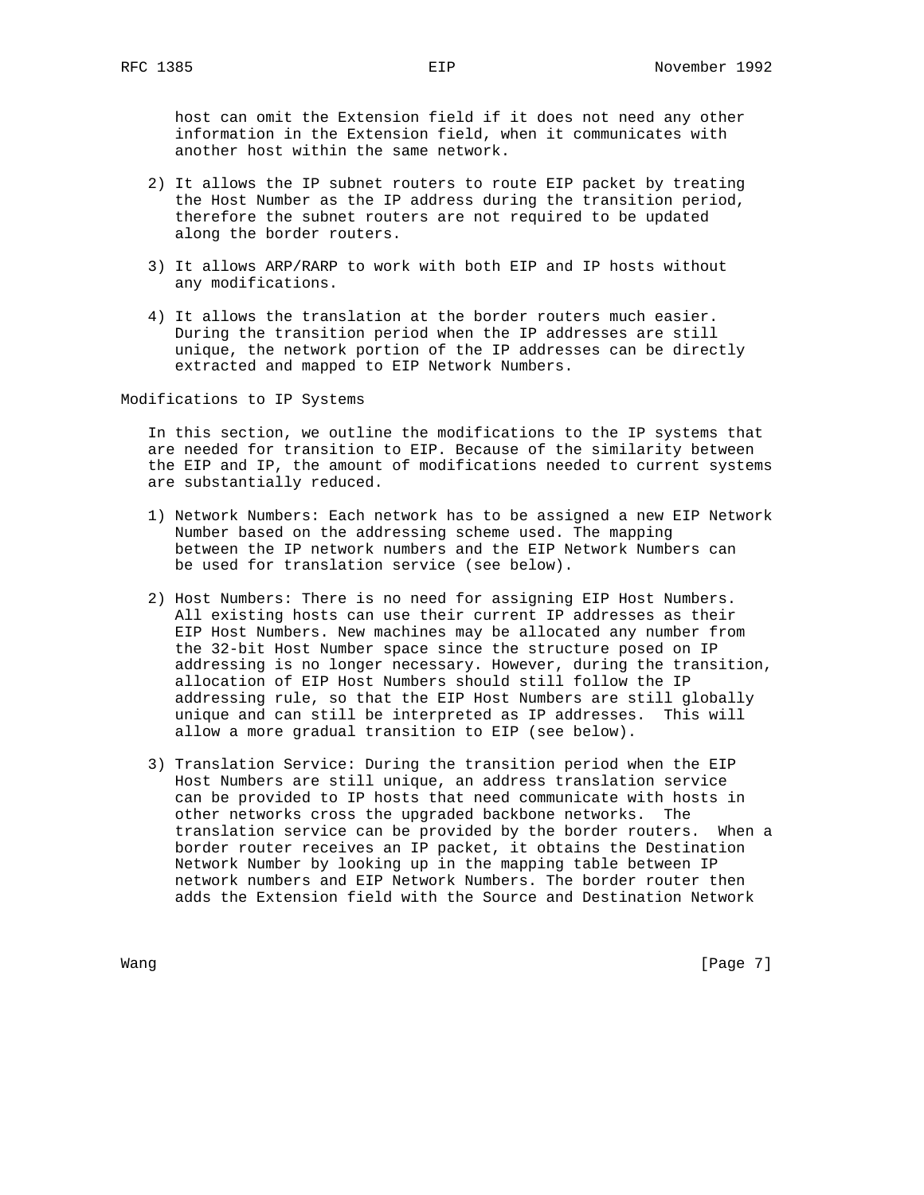host can omit the Extension field if it does not need any other information in the Extension field, when it communicates with another host within the same network.

2) It allows the IP subnet routers to route EIP packet by treating the Host Number as the IP address during the transition period, therefore the subnet routers are not required to be updated along the border routers.

3) It allows ARP/RARP to work with both EIP and IP hosts without any modifications.

4) It allows the translation at the border routers much easier. During the transition period when the IP addresses are still unique, the network portion of the IP addresses can be directly extracted and mapped to EIP Network Numbers.

## Modifications to IP Systems

In this section, we outline the modifications to the IP systems that are needed for transition to EIP. Because of the similarity between the EIP and IP, the amount of modifications needed to current systems are substantially reduced.

1) Network Numbers: Each network has to be assigned a new EIP Network Number based on the addressing scheme used. The mapping between the IP network numbers and the EIP Network Numbers can be used for translation service (see below).

2) Host Numbers: There is no need for assigning EIP Host Numbers. All existing hosts can use their current IP addresses as their EIP Host Numbers. New machines may be allocated any number from the 32-bit Host Number space since the structure posed on IP addressing is no longer necessary. However, during the transition, allocation of EIP Host Numbers should still follow the IP addressing rule, so that the EIP Host Numbers are still globally unique and can still be interpreted as IP addresses. This will allow a more gradual transition to EIP (see below).

3) Translation Service: During the transition period when the EIP Host Numbers are still unique, an address translation service can be provided to IP hosts that need communicate with hosts in other networks cross the upgraded backbone networks. The translation service can be provided by the border routers. When a border router receives an IP packet, it obtains the Destination Network Number by looking up in the mapping table between IP network numbers and EIP Network Numbers. The border router then adds the Extension field with the Source and Destination Network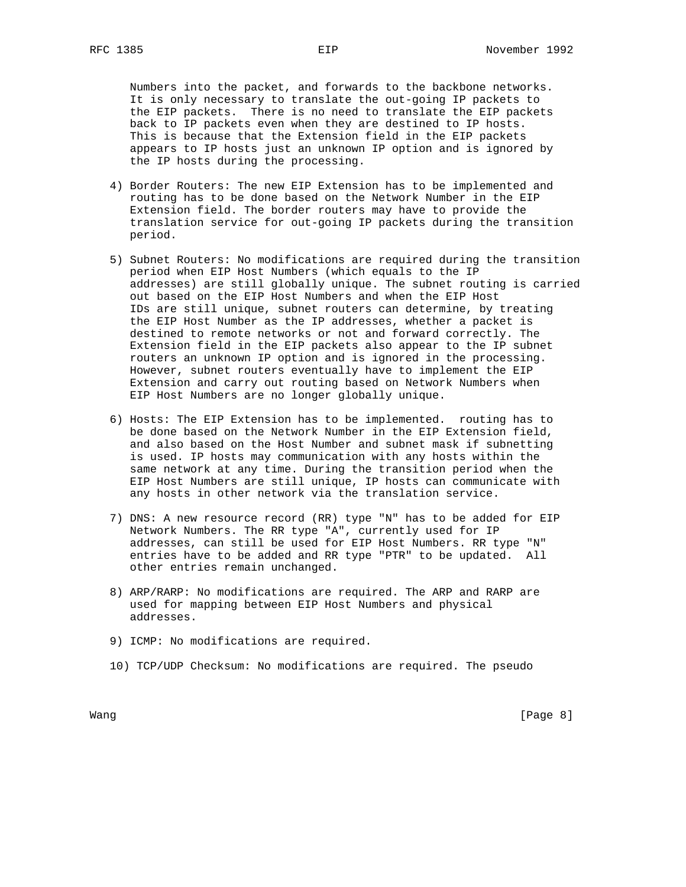Numbers into the packet, and forwards to the backbone networks. It is only necessary to translate the out-going IP packets to the EIP packets. There is no need to translate the EIP packets back to IP packets even when they are destined to IP hosts. This is because that the Extension field in the EIP packets appears to IP hosts just an unknown IP option and is ignored by the IP hosts during the processing.

4) Border Routers: The new EIP Extension has to be implemented and routing has to be done based on the Network Number in the EIP Extension field. The border routers may have to provide the translation service for out-going IP packets during the transition period.

5) Subnet Routers: No modifications are required during the transition period when EIP Host Numbers (which equals to the IP addresses) are still globally unique. The subnet routing is carried out based on the EIP Host Numbers and when the EIP Host IDs are still unique, subnet routers can determine, by treating the EIP Host Number as the IP addresses, whether a packet is destined to remote networks or not and forward correctly. The Extension field in the EIP packets also appear to the IP subnet routers an unknown IP option and is ignored in the processing. However, subnet routers eventually have to implement the EIP Extension and carry out routing based on Network Numbers when EIP Host Numbers are no longer globally unique.

6) Hosts: The EIP Extension has to be implemented. routing has to be done based on the Network Number in the EIP Extension field, and also based on the Host Number and subnet mask if subnetting is used. IP hosts may communication with any hosts within the same network at any time. During the transition period when the EIP Host Numbers are still unique, IP hosts can communicate with any hosts in other network via the translation service.

7) DNS: A new resource record (RR) type "N" has to be added for EIP Network Numbers. The RR type "A", currently used for IP addresses, can still be used for EIP Host Numbers. RR type "N" entries have to be added and RR type "PTR" to be updated. All other entries remain unchanged.

8) ARP/RARP: No modifications are required. The ARP and RARP are used for mapping between EIP Host Numbers and physical addresses.

9) ICMP: No modifications are required.

10) TCP/UDP Checksum: No modifications are required. The pseudo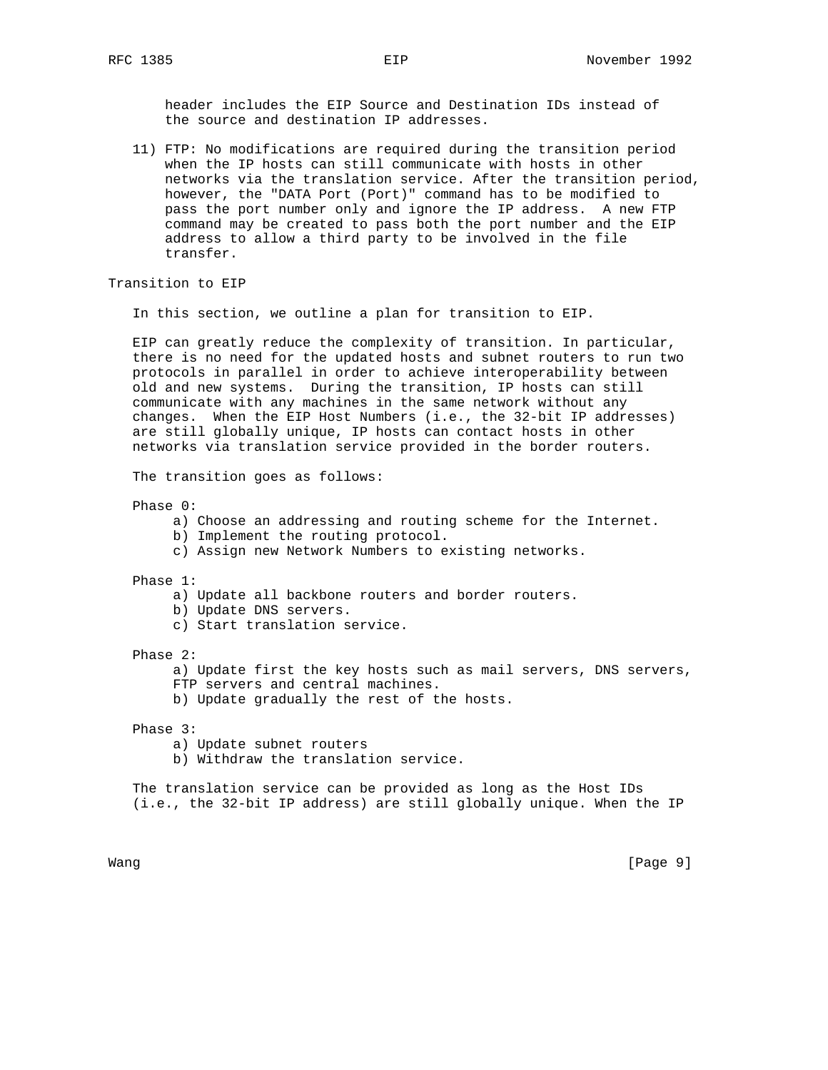header includes the EIP Source and Destination IDs instead of the source and destination IP addresses.

11) FTP: No modifications are required during the transition period when the IP hosts can still communicate with hosts in other networks via the translation service. After the transition period, however, the "DATA Port (Port)" command has to be modified to pass the port number only and ignore the IP address. A new FTP command may be created to pass both the port number and the EIP address to allow a third party to be involved in the file transfer.

## Transition to EIP

In this section, we outline a plan for transition to EIP.

EIP can greatly reduce the complexity of transition. In particular, there is no need for the updated hosts and subnet routers to run two protocols in parallel in order to achieve interoperability between old and new systems. During the transition, IP hosts can still communicate with any machines in the same network without any changes. When the EIP Host Numbers (i.e., the 32-bit IP addresses) are still globally unique, IP hosts can contact hosts in other networks via translation service provided in the border routers.

The transition goes as follows:

Phase 0:
- a) Choose an addressing and routing scheme for the Internet.
- b) Implement the routing protocol.
- c) Assign new Network Numbers to existing networks.

Phase 1:
- a) Update all backbone routers and border routers.
- b) Update DNS servers.
- c) Start translation service.

Phase 2:
- a) Update first the key hosts such as mail servers, DNS servers, FTP servers and central machines.
- b) Update gradually the rest of the hosts.

Phase 3:
- a) Update subnet routers
- b) Withdraw the translation service.

The translation service can be provided as long as the Host IDs (i.e., the 32-bit IP address) are still globally unique. When the IP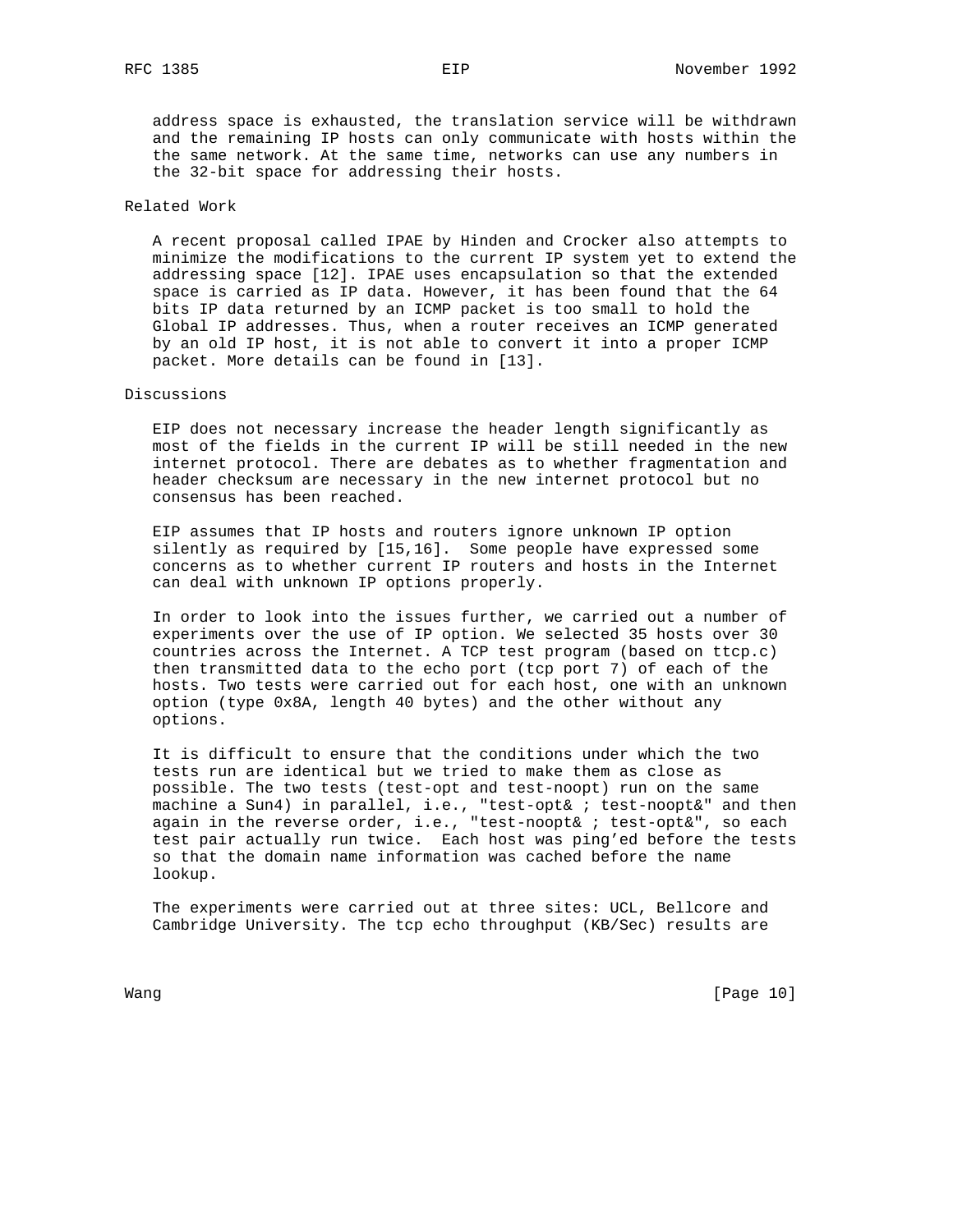address space is exhausted, the translation service will be withdrawn and the remaining IP hosts can only communicate with hosts within the the same network. At the same time, networks can use any numbers in the 32-bit space for addressing their hosts.

## Related Work

A recent proposal called IPAE by Hinden and Crocker also attempts to minimize the modifications to the current IP system yet to extend the addressing space [12]. IPAE uses encapsulation so that the extended space is carried as IP data. However, it has been found that the 64 bits IP data returned by an ICMP packet is too small to hold the Global IP addresses. Thus, when a router receives an ICMP generated by an old IP host, it is not able to convert it into a proper ICMP packet. More details can be found in [13].

## Discussions

EIP does not necessary increase the header length significantly as most of the fields in the current IP will be still needed in the new internet protocol. There are debates as to whether fragmentation and header checksum are necessary in the new internet protocol but no consensus has been reached.

EIP assumes that IP hosts and routers ignore unknown IP option silently as required by [15,16]. Some people have expressed some concerns as to whether current IP routers and hosts in the Internet can deal with unknown IP options properly.

In order to look into the issues further, we carried out a number of experiments over the use of IP option. We selected 35 hosts over 30 countries across the Internet. A TCP test program (based on ttcp.c) then transmitted data to the echo port (tcp port 7) of each of the hosts. Two tests were carried out for each host, one with an unknown option (type 0x8A, length 40 bytes) and the other without any options.

It is difficult to ensure that the conditions under which the two tests run are identical but we tried to make them as close as possible. The two tests (test-opt and test-noopt) run on the same machine a Sun4) in parallel, i.e., "test-opt& ; test-noopt&" and then again in the reverse order, i.e., "test-noopt& ; test-opt&", so each test pair actually run twice. Each host was ping'ed before the tests so that the domain name information was cached before the name lookup.

The experiments were carried out at three sites: UCL, Bellcore and Cambridge University. The tcp echo throughput (KB/Sec) results are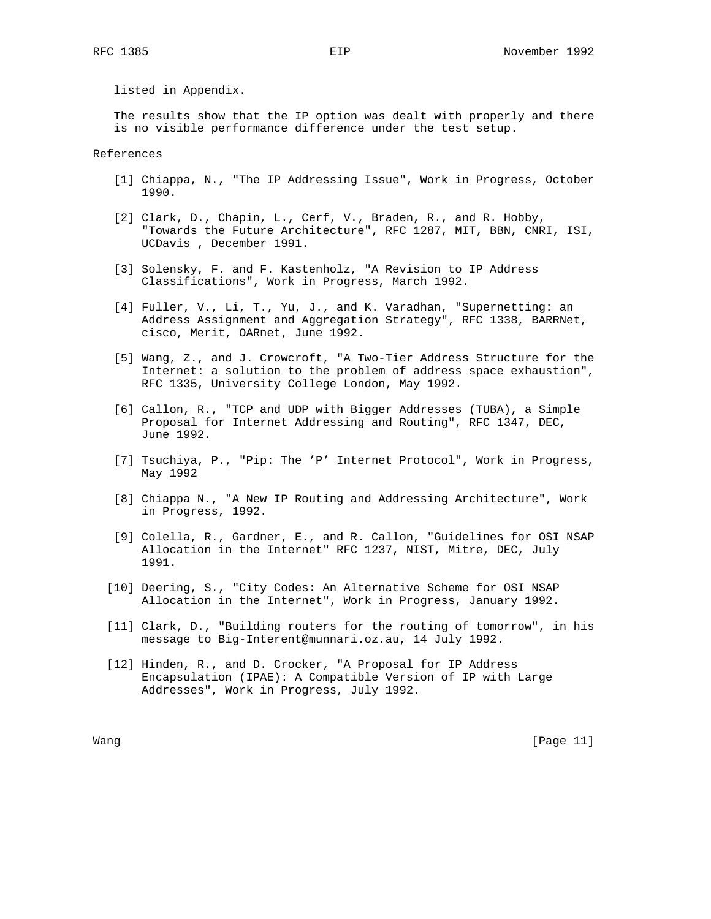listed in Appendix.

The results show that the IP option was dealt with properly and there is no visible performance difference under the test setup.

## References

[1] Chiappa, N., "The IP Addressing Issue", Work in Progress, October 1990.

[2] Clark, D., Chapin, L., Cerf, V., Braden, R., and R. Hobby, "Towards the Future Architecture", RFC 1287, MIT, BBN, CNRI, ISI, UCDavis , December 1991.

[3] Solensky, F. and F. Kastenholz, "A Revision to IP Address Classifications", Work in Progress, March 1992.

[4] Fuller, V., Li, T., Yu, J., and K. Varadhan, "Supernetting: an Address Assignment and Aggregation Strategy", RFC 1338, BARRNet, cisco, Merit, OARnet, June 1992.

[5] Wang, Z., and J. Crowcroft, "A Two-Tier Address Structure for the Internet: a solution to the problem of address space exhaustion", RFC 1335, University College London, May 1992.

[6] Callon, R., "TCP and UDP with Bigger Addresses (TUBA), a Simple Proposal for Internet Addressing and Routing", RFC 1347, DEC, June 1992.

[7] Tsuchiya, P., "Pip: The 'P' Internet Protocol", Work in Progress, May 1992

[8] Chiappa N., "A New IP Routing and Addressing Architecture", Work in Progress, 1992.

[9] Colella, R., Gardner, E., and R. Callon, "Guidelines for OSI NSAP Allocation in the Internet" RFC 1237, NIST, Mitre, DEC, July 1991.

[10] Deering, S., "City Codes: An Alternative Scheme for OSI NSAP Allocation in the Internet", Work in Progress, January 1992.

[11] Clark, D., "Building routers for the routing of tomorrow", in his message to Big-Interent@munnari.oz.au, 14 July 1992.

[12] Hinden, R., and D. Crocker, "A Proposal for IP Address Encapsulation (IPAE): A Compatible Version of IP with Large Addresses", Work in Progress, July 1992.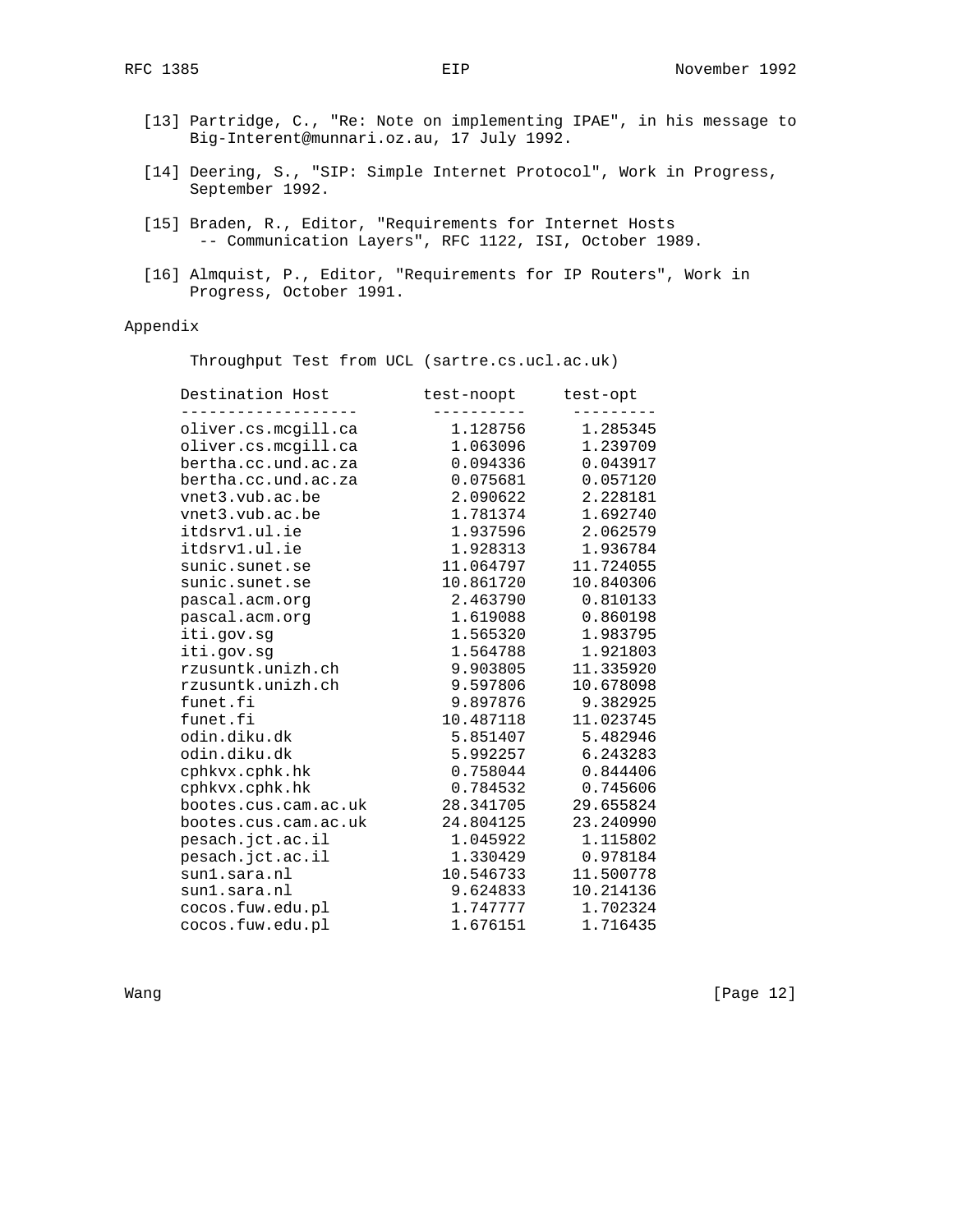[13] Partridge, C., "Re: Note on implementing IPAE", in his message to Big-Interent@munnari.oz.au, 17 July 1992.

[14] Deering, S., "SIP: Simple Internet Protocol", Work in Progress, September 1992.

[15] Braden, R., Editor, "Requirements for Internet Hosts -- Communication Layers", RFC 1122, ISI, October 1989.

[16] Almquist, P., Editor, "Requirements for IP Routers", Work in Progress, October 1991.

## Appendix

Throughput Test from UCL (sartre.cs.ucl.ac.uk)

| Destination Host | test-noopt | test-opt |
|---|---|---|
| oliver.cs.mcgill.ca | 1.128756 | 1.285345 |
| oliver.cs.mcgill.ca | 1.063096 | 1.239709 |
| bertha.cc.und.ac.za | 0.094336 | 0.043917 |
| bertha.cc.und.ac.za | 0.075681 | 0.057120 |
| vnet3.vub.ac.be | 2.090622 | 2.228181 |
| vnet3.vub.ac.be | 1.781374 | 1.692740 |
| itdsrv1.ul.ie | 1.937596 | 2.062579 |
| itdsrv1.ul.ie | 1.928313 | 1.936784 |
| sunic.sunet.se | 11.064797 | 11.724055 |
| sunic.sunet.se | 10.861720 | 10.840306 |
| pascal.acm.org | 2.463790 | 0.810133 |
| pascal.acm.org | 1.619088 | 0.860198 |
| iti.gov.sg | 1.565320 | 1.983795 |
| iti.gov.sg | 1.564788 | 1.921803 |
| rzusuntk.unizh.ch | 9.903805 | 11.335920 |
| rzusuntk.unizh.ch | 9.597806 | 10.678098 |
| funet.fi | 9.897876 | 9.382925 |
| funet.fi | 10.487118 | 11.023745 |
| odin.diku.dk | 5.851407 | 5.482946 |
| odin.diku.dk | 5.992257 | 6.243283 |
| cphkvx.cphk.hk | 0.758044 | 0.844406 |
| cphkvx.cphk.hk | 0.784532 | 0.745606 |
| bootes.cus.cam.ac.uk | 28.341705 | 29.655824 |
| bootes.cus.cam.ac.uk | 24.804125 | 23.240990 |
| pesach.jct.ac.il | 1.045922 | 1.115802 |
| pesach.jct.ac.il | 1.330429 | 0.978184 |
| sun1.sara.nl | 10.546733 | 11.500778 |
| sun1.sara.nl | 9.624833 | 10.214136 |
| cocos.fuw.edu.pl | 1.747777 | 1.702324 |
| cocos.fuw.edu.pl | 1.676151 | 1.716435 |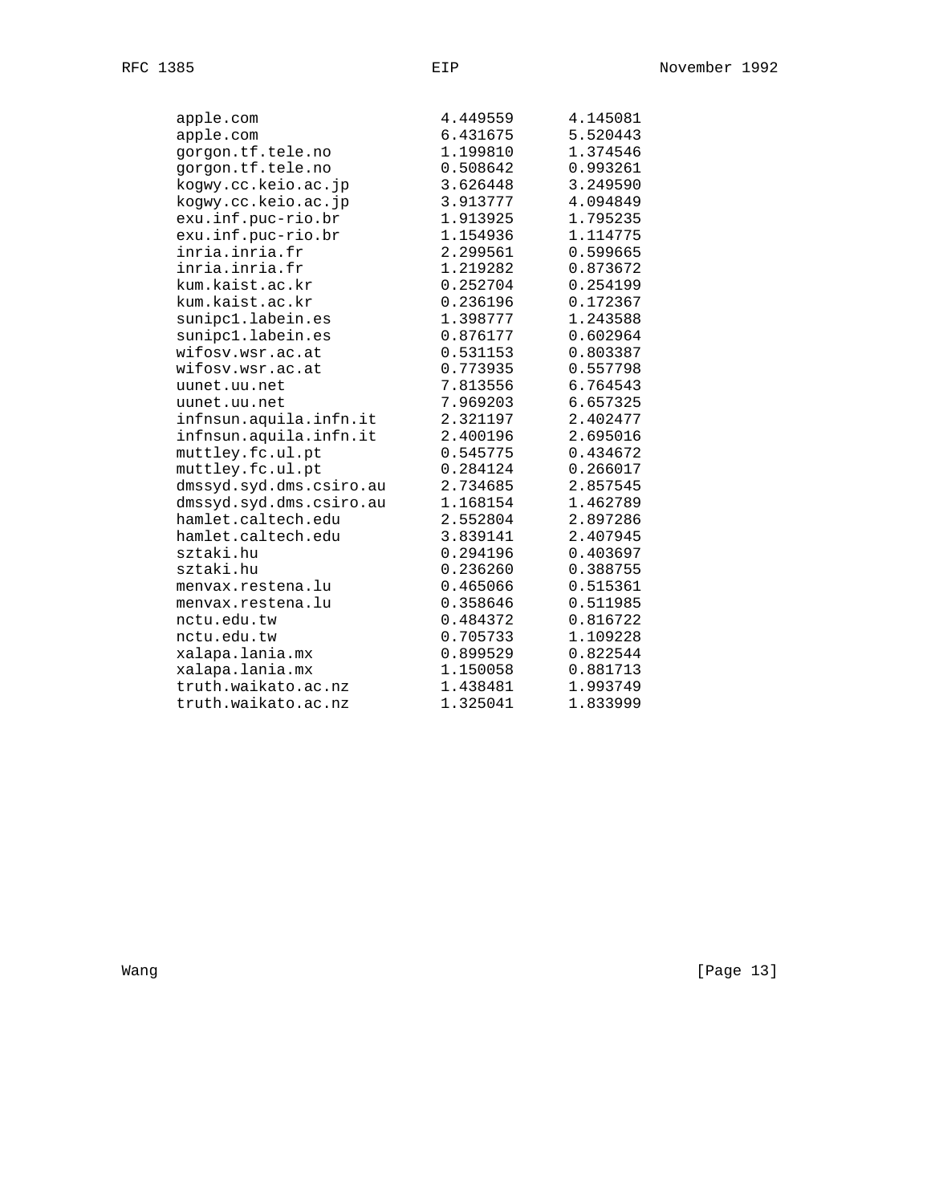| | | |
|---|---|---|
| apple.com | 4.449559 | 4.145081 |
| apple.com | 6.431675 | 5.520443 |
| gorgon.tf.tele.no | 1.199810 | 1.374546 |
| gorgon.tf.tele.no | 0.508642 | 0.993261 |
| kogwy.cc.keio.ac.jp | 3.626448 | 3.249590 |
| kogwy.cc.keio.ac.jp | 3.913777 | 4.094849 |
| exu.inf.puc-rio.br | 1.913925 | 1.795235 |
| exu.inf.puc-rio.br | 1.154936 | 1.114775 |
| inria.inria.fr | 2.299561 | 0.599665 |
| inria.inria.fr | 1.219282 | 0.873672 |
| kum.kaist.ac.kr | 0.252704 | 0.254199 |
| kum.kaist.ac.kr | 0.236196 | 0.172367 |
| sunipc1.labein.es | 1.398777 | 1.243588 |
| sunipc1.labein.es | 0.876177 | 0.602964 |
| wifosv.wsr.ac.at | 0.531153 | 0.803387 |
| wifosv.wsr.ac.at | 0.773935 | 0.557798 |
| uunet.uu.net | 7.813556 | 6.764543 |
| uunet.uu.net | 7.969203 | 6.657325 |
| infnsun.aquila.infn.it | 2.321197 | 2.402477 |
| infnsun.aquila.infn.it | 2.400196 | 2.695016 |
| muttley.fc.ul.pt | 0.545775 | 0.434672 |
| muttley.fc.ul.pt | 0.284124 | 0.266017 |
| dmssyd.syd.dms.csiro.au | 2.734685 | 2.857545 |
| dmssyd.syd.dms.csiro.au | 1.168154 | 1.462789 |
| hamlet.caltech.edu | 2.552804 | 2.897286 |
| hamlet.caltech.edu | 3.839141 | 2.407945 |
| sztaki.hu | 0.294196 | 0.403697 |
| sztaki.hu | 0.236260 | 0.388755 |
| menvax.restena.lu | 0.465066 | 0.515361 |
| menvax.restena.lu | 0.358646 | 0.511985 |
| nctu.edu.tw | 0.484372 | 0.816722 |
| nctu.edu.tw | 0.705733 | 1.109228 |
| xalapa.lania.mx | 0.899529 | 0.822544 |
| xalapa.lania.mx | 1.150058 | 0.881713 |
| truth.waikato.ac.nz | 1.438481 | 1.993749 |
| truth.waikato.ac.nz | 1.325041 | 1.833999 |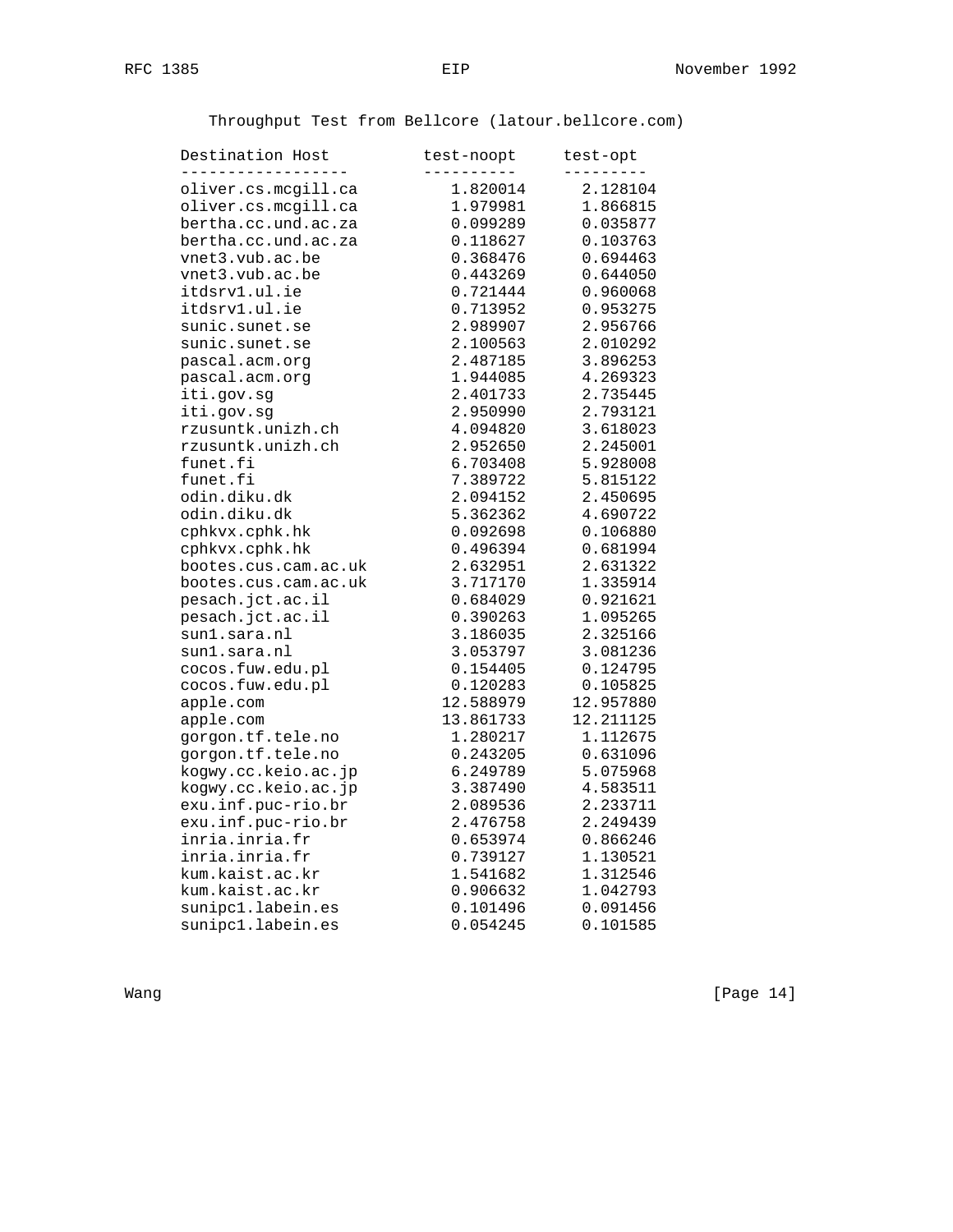Throughput Test from Bellcore (latour.bellcore.com)

| Destination Host | test-noopt | test-opt |
| --- | --- | --- |
| oliver.cs.mcgill.ca | 1.820014 | 2.128104 |
| oliver.cs.mcgill.ca | 1.979981 | 1.866815 |
| bertha.cc.und.ac.za | 0.099289 | 0.035877 |
| bertha.cc.und.ac.za | 0.118627 | 0.103763 |
| vnet3.vub.ac.be | 0.368476 | 0.694463 |
| vnet3.vub.ac.be | 0.443269 | 0.644050 |
| itdsrv1.ul.ie | 0.721444 | 0.960068 |
| itdsrv1.ul.ie | 0.713952 | 0.953275 |
| sunic.sunet.se | 2.989907 | 2.956766 |
| sunic.sunet.se | 2.100563 | 2.010292 |
| pascal.acm.org | 2.487185 | 3.896253 |
| pascal.acm.org | 1.944085 | 4.269323 |
| iti.gov.sg | 2.401733 | 2.735445 |
| iti.gov.sg | 2.950990 | 2.793121 |
| rzusuntk.unizh.ch | 4.094820 | 3.618023 |
| rzusuntk.unizh.ch | 2.952650 | 2.245001 |
| funet.fi | 6.703408 | 5.928008 |
| funet.fi | 7.389722 | 5.815122 |
| odin.diku.dk | 2.094152 | 2.450695 |
| odin.diku.dk | 5.362362 | 4.690722 |
| cphkvx.cphk.hk | 0.092698 | 0.106880 |
| cphkvx.cphk.hk | 0.496394 | 0.681994 |
| bootes.cus.cam.ac.uk | 2.632951 | 2.631322 |
| bootes.cus.cam.ac.uk | 3.717170 | 1.335914 |
| pesach.jct.ac.il | 0.684029 | 0.921621 |
| pesach.jct.ac.il | 0.390263 | 1.095265 |
| sun1.sara.nl | 3.186035 | 2.325166 |
| sun1.sara.nl | 3.053797 | 3.081236 |
| cocos.fuw.edu.pl | 0.154405 | 0.124795 |
| cocos.fuw.edu.pl | 0.120283 | 0.105825 |
| apple.com | 12.588979 | 12.957880 |
| apple.com | 13.861733 | 12.211125 |
| gorgon.tf.tele.no | 1.280217 | 1.112675 |
| gorgon.tf.tele.no | 0.243205 | 0.631096 |
| kogwy.cc.keio.ac.jp | 6.249789 | 5.075968 |
| kogwy.cc.keio.ac.jp | 3.387490 | 4.583511 |
| exu.inf.puc-rio.br | 2.089536 | 2.233711 |
| exu.inf.puc-rio.br | 2.476758 | 2.249439 |
| inria.inria.fr | 0.653974 | 0.866246 |
| inria.inria.fr | 0.739127 | 1.130521 |
| kum.kaist.ac.kr | 1.541682 | 1.312546 |
| kum.kaist.ac.kr | 0.906632 | 1.042793 |
| sunipc1.labein.es | 0.101496 | 0.091456 |
| sunipc1.labein.es | 0.054245 | 0.101585 |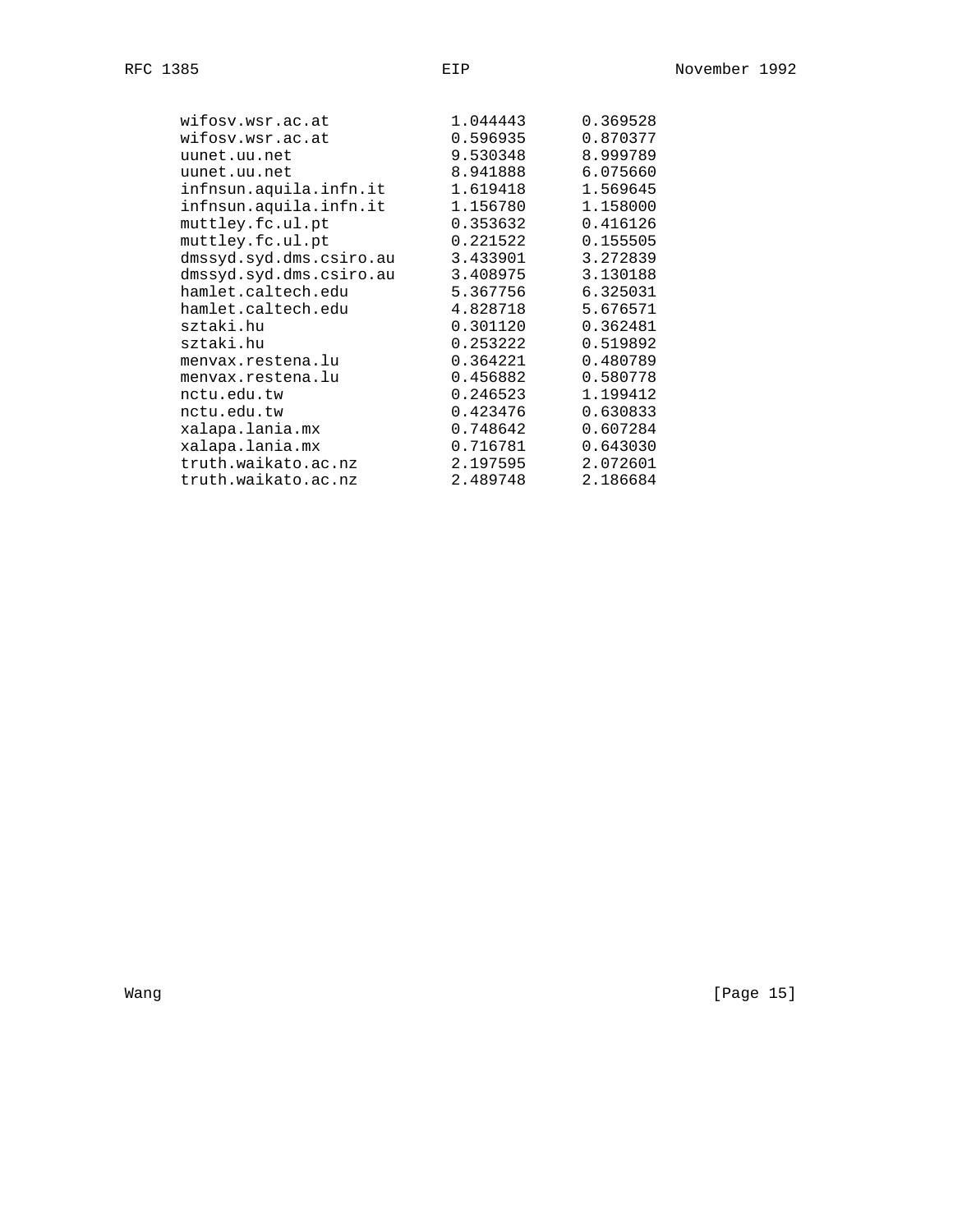```
      wifosv.wsr.ac.at           1.044443      0.369528
      wifosv.wsr.ac.at           0.596935      0.870377
      uunet.uu.net               9.530348      8.999789
      uunet.uu.net               8.941888      6.075660
      infnsun.aquila.infn.it     1.619418      1.569645
      infnsun.aquila.infn.it     1.156780      1.158000
      muttley.fc.ul.pt           0.353632      0.416126
      muttley.fc.ul.pt           0.221522      0.155505
      dmssyd.syd.dms.csiro.au    3.433901      3.272839
      dmssyd.syd.dms.csiro.au    3.408975      3.130188
      hamlet.caltech.edu         5.367756      6.325031
      hamlet.caltech.edu         4.828718      5.676571
      sztaki.hu                  0.301120      0.362481
      sztaki.hu                  0.253222      0.519892
      menvax.restena.lu          0.364221      0.480789
      menvax.restena.lu          0.456882      0.580778
      nctu.edu.tw                0.246523      1.199412
      nctu.edu.tw                0.423476      0.630833
      xalapa.lania.mx            0.748642      0.607284
      xalapa.lania.mx            0.716781      0.643030
      truth.waikato.ac.nz        2.197595      2.072601
      truth.waikato.ac.nz        2.489748      2.186684
```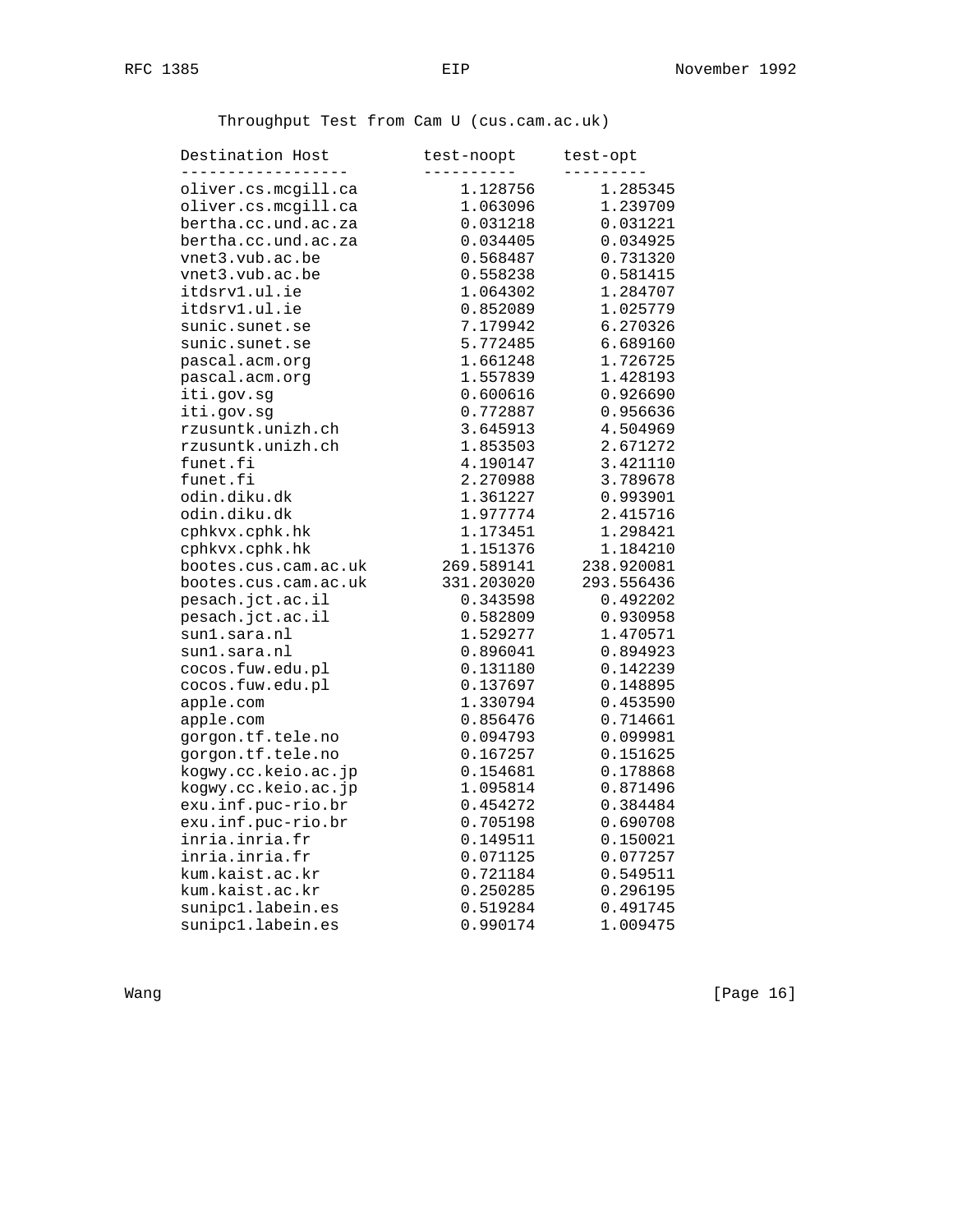Throughput Test from Cam U (cus.cam.ac.uk)

| Destination Host | test-noopt | test-opt |
|---|---|---|
| oliver.cs.mcgill.ca | 1.128756 | 1.285345 |
| oliver.cs.mcgill.ca | 1.063096 | 1.239709 |
| bertha.cc.und.ac.za | 0.031218 | 0.031221 |
| bertha.cc.und.ac.za | 0.034405 | 0.034925 |
| vnet3.vub.ac.be | 0.568487 | 0.731320 |
| vnet3.vub.ac.be | 0.558238 | 0.581415 |
| itdsrv1.ul.ie | 1.064302 | 1.284707 |
| itdsrv1.ul.ie | 0.852089 | 1.025779 |
| sunic.sunet.se | 7.179942 | 6.270326 |
| sunic.sunet.se | 5.772485 | 6.689160 |
| pascal.acm.org | 1.661248 | 1.726725 |
| pascal.acm.org | 1.557839 | 1.428193 |
| iti.gov.sg | 0.600616 | 0.926690 |
| iti.gov.sg | 0.772887 | 0.956636 |
| rzusuntk.unizh.ch | 3.645913 | 4.504969 |
| rzusuntk.unizh.ch | 1.853503 | 2.671272 |
| funet.fi | 4.190147 | 3.421110 |
| funet.fi | 2.270988 | 3.789678 |
| odin.diku.dk | 1.361227 | 0.993901 |
| odin.diku.dk | 1.977774 | 2.415716 |
| cphkvx.cphk.hk | 1.173451 | 1.298421 |
| cphkvx.cphk.hk | 1.151376 | 1.184210 |
| bootes.cus.cam.ac.uk | 269.589141 | 238.920081 |
| bootes.cus.cam.ac.uk | 331.203020 | 293.556436 |
| pesach.jct.ac.il | 0.343598 | 0.492202 |
| pesach.jct.ac.il | 0.582809 | 0.930958 |
| sun1.sara.nl | 1.529277 | 1.470571 |
| sun1.sara.nl | 0.896041 | 0.894923 |
| cocos.fuw.edu.pl | 0.131180 | 0.142239 |
| cocos.fuw.edu.pl | 0.137697 | 0.148895 |
| apple.com | 1.330794 | 0.453590 |
| apple.com | 0.856476 | 0.714661 |
| gorgon.tf.tele.no | 0.094793 | 0.099981 |
| gorgon.tf.tele.no | 0.167257 | 0.151625 |
| kogwy.cc.keio.ac.jp | 0.154681 | 0.178868 |
| kogwy.cc.keio.ac.jp | 1.095814 | 0.871496 |
| exu.inf.puc-rio.br | 0.454272 | 0.384484 |
| exu.inf.puc-rio.br | 0.705198 | 0.690708 |
| inria.inria.fr | 0.149511 | 0.150021 |
| inria.inria.fr | 0.071125 | 0.077257 |
| kum.kaist.ac.kr | 0.721184 | 0.549511 |
| kum.kaist.ac.kr | 0.250285 | 0.296195 |
| sunipc1.labein.es | 0.519284 | 0.491745 |
| sunipc1.labein.es | 0.990174 | 1.009475 |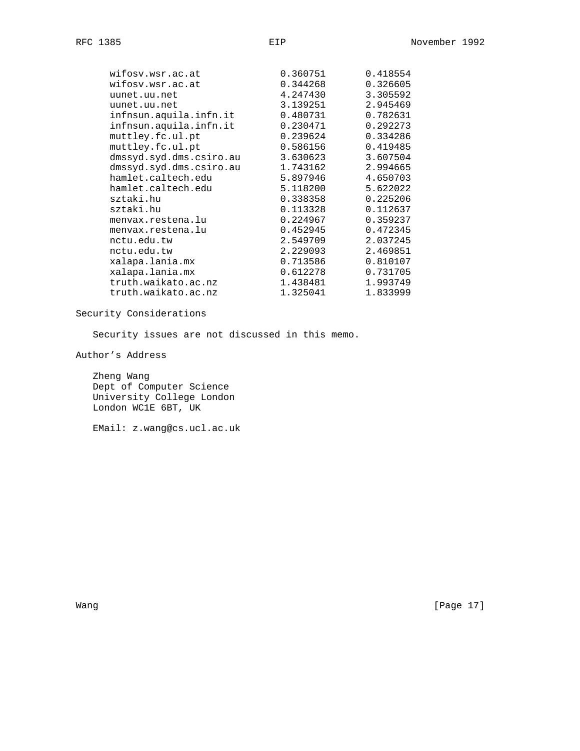| | | |
|---|---|---|
| wifosv.wsr.ac.at | 0.360751 | 0.418554 |
| wifosv.wsr.ac.at | 0.344268 | 0.326605 |
| uunet.uu.net | 4.247430 | 3.305592 |
| uunet.uu.net | 3.139251 | 2.945469 |
| infnsun.aquila.infn.it | 0.480731 | 0.782631 |
| infnsun.aquila.infn.it | 0.230471 | 0.292273 |
| muttley.fc.ul.pt | 0.239624 | 0.334286 |
| muttley.fc.ul.pt | 0.586156 | 0.419485 |
| dmssyd.syd.dms.csiro.au | 3.630623 | 3.607504 |
| dmssyd.syd.dms.csiro.au | 1.743162 | 2.994665 |
| hamlet.caltech.edu | 5.897946 | 4.650703 |
| hamlet.caltech.edu | 5.118200 | 5.622022 |
| sztaki.hu | 0.338358 | 0.225206 |
| sztaki.hu | 0.113328 | 0.112637 |
| menvax.restena.lu | 0.224967 | 0.359237 |
| menvax.restena.lu | 0.452945 | 0.472345 |
| nctu.edu.tw | 2.549709 | 2.037245 |
| nctu.edu.tw | 2.229093 | 2.469851 |
| xalapa.lania.mx | 0.713586 | 0.810107 |
| xalapa.lania.mx | 0.612278 | 0.731705 |
| truth.waikato.ac.nz | 1.438481 | 1.993749 |
| truth.waikato.ac.nz | 1.325041 | 1.833999 |

## Security Considerations

Security issues are not discussed in this memo.

## Author's Address

Zheng Wang
Dept of Computer Science
University College London
London WC1E 6BT, UK

EMail: z.wang@cs.ucl.ac.uk